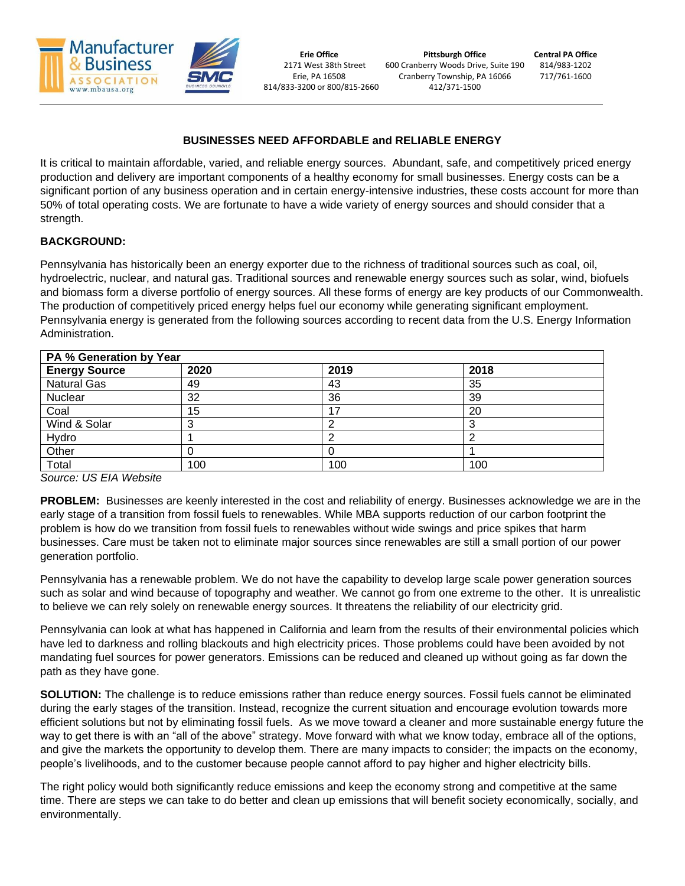Erie Office
2171 West 38th Street
Erie, PA 16508
814/833-3200 or 800/815-2660

Pittsburgh Office
600 Cranberry Woods Drive, Suite 190
Cranberry Township, PA 16066
412/371-1500

Central PA Office
814/983-1202
717/761-1600

## BUSINESSES NEED AFFORDABLE and RELIABLE ENERGY

It is critical to maintain affordable, varied, and reliable energy sources. Abundant, safe, and competitively priced energy production and delivery are important components of a healthy economy for small businesses. Energy costs can be a significant portion of any business operation and in certain energy-intensive industries, these costs account for more than 50% of total operating costs. We are fortunate to have a wide variety of energy sources and should consider that a strength.

**BACKGROUND:**

Pennsylvania has historically been an energy exporter due to the richness of traditional sources such as coal, oil, hydroelectric, nuclear, and natural gas. Traditional sources and renewable energy sources such as solar, wind, biofuels and biomass form a diverse portfolio of energy sources. All these forms of energy are key products of our Commonwealth. The production of competitively priced energy helps fuel our economy while generating significant employment. Pennsylvania energy is generated from the following sources according to recent data from the U.S. Energy Information Administration.

| PA % Generation by Year | | | |
|---|---|---|---|
| **Energy Source** | **2020** | **2019** | **2018** |
| Natural Gas | 49 | 43 | 35 |
| Nuclear | 32 | 36 | 39 |
| Coal | 15 | 17 | 20 |
| Wind & Solar | 3 | 2 | 3 |
| Hydro | 1 | 2 | 2 |
| Other | 0 | 0 | 1 |
| Total | 100 | 100 | 100 |

*Source: US EIA Website*

**PROBLEM:** Businesses are keenly interested in the cost and reliability of energy. Businesses acknowledge we are in the early stage of a transition from fossil fuels to renewables. While MBA supports reduction of our carbon footprint the problem is how do we transition from fossil fuels to renewables without wide swings and price spikes that harm businesses. Care must be taken not to eliminate major sources since renewables are still a small portion of our power generation portfolio.

Pennsylvania has a renewable problem. We do not have the capability to develop large scale power generation sources such as solar and wind because of topography and weather. We cannot go from one extreme to the other. It is unrealistic to believe we can rely solely on renewable energy sources. It threatens the reliability of our electricity grid.

Pennsylvania can look at what has happened in California and learn from the results of their environmental policies which have led to darkness and rolling blackouts and high electricity prices. Those problems could have been avoided by not mandating fuel sources for power generators. Emissions can be reduced and cleaned up without going as far down the path as they have gone.

**SOLUTION:** The challenge is to reduce emissions rather than reduce energy sources. Fossil fuels cannot be eliminated during the early stages of the transition. Instead, recognize the current situation and encourage evolution towards more efficient solutions but not by eliminating fossil fuels. As we move toward a cleaner and more sustainable energy future the way to get there is with an "all of the above" strategy. Move forward with what we know today, embrace all of the options, and give the markets the opportunity to develop them. There are many impacts to consider; the impacts on the economy, people's livelihoods, and to the customer because people cannot afford to pay higher and higher electricity bills.

The right policy would both significantly reduce emissions and keep the economy strong and competitive at the same time. There are steps we can take to do better and clean up emissions that will benefit society economically, socially, and environmentally.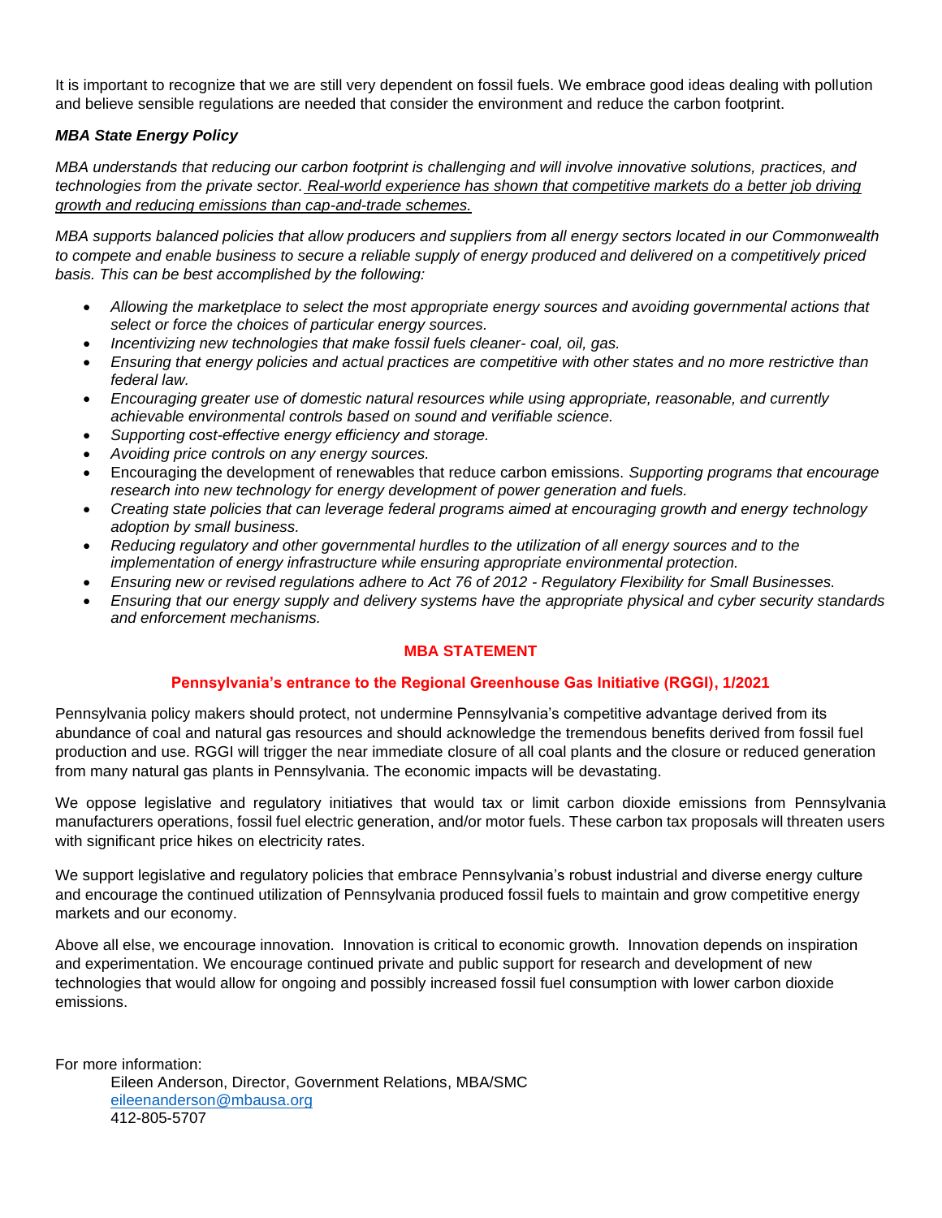It is important to recognize that we are still very dependent on fossil fuels. We embrace good ideas dealing with pollution and believe sensible regulations are needed that consider the environment and reduce the carbon footprint.

***MBA State Energy Policy***

*MBA understands that reducing our carbon footprint is challenging and will involve innovative solutions, practices, and technologies from the private sector. <u>Real-world experience has shown that competitive markets do a better job driving growth and reducing emissions than cap-and-trade schemes.</u>*

*MBA supports balanced policies that allow producers and suppliers from all energy sectors located in our Commonwealth to compete and enable business to secure a reliable supply of energy produced and delivered on a competitively priced basis. This can be best accomplished by the following:*

- *Allowing the marketplace to select the most appropriate energy sources and avoiding governmental actions that select or force the choices of particular energy sources.*
- *Incentivizing new technologies that make fossil fuels cleaner- coal, oil, gas.*
- *Ensuring that energy policies and actual practices are competitive with other states and no more restrictive than federal law.*
- *Encouraging greater use of domestic natural resources while using appropriate, reasonable, and currently achievable environmental controls based on sound and verifiable science.*
- *Supporting cost-effective energy efficiency and storage.*
- *Avoiding price controls on any energy sources.*
- Encouraging the development of renewables that reduce carbon emissions. *Supporting programs that encourage research into new technology for energy development of power generation and fuels.*
- *Creating state policies that can leverage federal programs aimed at encouraging growth and energy technology adoption by small business.*
- *Reducing regulatory and other governmental hurdles to the utilization of all energy sources and to the implementation of energy infrastructure while ensuring appropriate environmental protection.*
- *Ensuring new or revised regulations adhere to Act 76 of 2012 - Regulatory Flexibility for Small Businesses.*
- *Ensuring that our energy supply and delivery systems have the appropriate physical and cyber security standards and enforcement mechanisms.*

## MBA STATEMENT

### Pennsylvania's entrance to the Regional Greenhouse Gas Initiative (RGGI), 1/2021

Pennsylvania policy makers should protect, not undermine Pennsylvania's competitive advantage derived from its abundance of coal and natural gas resources and should acknowledge the tremendous benefits derived from fossil fuel production and use. RGGI will trigger the near immediate closure of all coal plants and the closure or reduced generation from many natural gas plants in Pennsylvania. The economic impacts will be devastating.

We oppose legislative and regulatory initiatives that would tax or limit carbon dioxide emissions from Pennsylvania manufacturers operations, fossil fuel electric generation, and/or motor fuels. These carbon tax proposals will threaten users with significant price hikes on electricity rates.

We support legislative and regulatory policies that embrace Pennsylvania's robust industrial and diverse energy culture and encourage the continued utilization of Pennsylvania produced fossil fuels to maintain and grow competitive energy markets and our economy.

Above all else, we encourage innovation. Innovation is critical to economic growth. Innovation depends on inspiration and experimentation. We encourage continued private and public support for research and development of new technologies that would allow for ongoing and possibly increased fossil fuel consumption with lower carbon dioxide emissions.

For more information:

Eileen Anderson, Director, Government Relations, MBA/SMC
eileenanderson@mbausa.org
412-805-5707